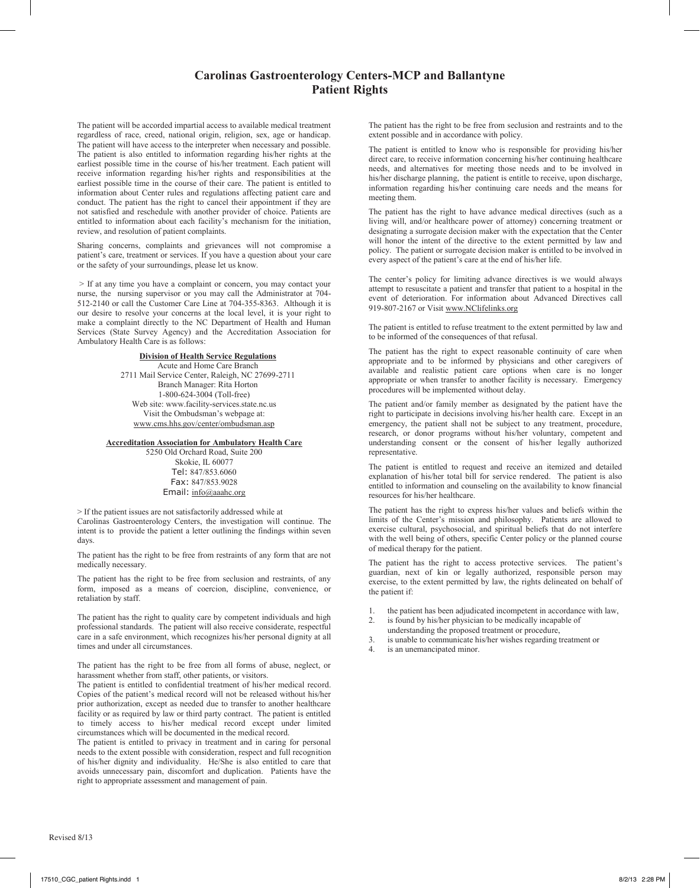# Carolinas Gastroenterology Centers-MCP and Ballantyne
## Patient Rights

The patient will be accorded impartial access to available medical treatment regardless of race, creed, national origin, religion, sex, age or handicap. The patient will have access to the interpreter when necessary and possible. The patient is also entitled to information regarding his/her rights at the earliest possible time in the course of his/her treatment. Each patient will receive information regarding his/her rights and responsibilities at the earliest possible time in the course of their care. The patient is entitled to information about Center rules and regulations affecting patient care and conduct. The patient has the right to cancel their appointment if they are not satisfied and reschedule with another provider of choice. Patients are entitled to information about each facility's mechanism for the initiation, review, and resolution of patient complaints.

Sharing concerns, complaints and grievances will not compromise a patient's care, treatment or services. If you have a question about your care or the safety of your surroundings, please let us know.

> If at any time you have a complaint or concern, you may contact your nurse, the nursing supervisor or you may call the Administrator at 704-512-2140 or call the Customer Care Line at 704-355-8363. Although it is our desire to resolve your concerns at the local level, it is your right to make a complaint directly to the NC Department of Health and Human Services (State Survey Agency) and the Accreditation Association for Ambulatory Health Care is as follows:

**Division of Health Service Regulations**
Acute and Home Care Branch
2711 Mail Service Center, Raleigh, NC 27699-2711
Branch Manager: Rita Horton
1-800-624-3004 (Toll-free)
Web site: www.facility-services.state.nc.us
Visit the Ombudsman's webpage at:
www.cms.hhs.gov/center/ombudsman.asp

**Accreditation Association for Ambulatory Health Care**
5250 Old Orchard Road, Suite 200
Skokie, IL 60077
Tel: 847/853.6060
Fax: 847/853.9028
Email: info@aaahc.org

> If the patient issues are not satisfactorily addressed while at Carolinas Gastroenterology Centers, the investigation will continue. The intent is to provide the patient a letter outlining the findings within seven days.

The patient has the right to be free from restraints of any form that are not medically necessary.

The patient has the right to be free from seclusion and restraints, of any form, imposed as a means of coercion, discipline, convenience, or retaliation by staff.

The patient has the right to quality care by competent individuals and high professional standards. The patient will also receive considerate, respectful care in a safe environment, which recognizes his/her personal dignity at all times and under all circumstances.

The patient has the right to be free from all forms of abuse, neglect, or harassment whether from staff, other patients, or visitors.

The patient is entitled to confidential treatment of his/her medical record. Copies of the patient's medical record will not be released without his/her prior authorization, except as needed due to transfer to another healthcare facility or as required by law or third party contract. The patient is entitled to timely access to his/her medical record except under limited circumstances which will be documented in the medical record.

The patient is entitled to privacy in treatment and in caring for personal needs to the extent possible with consideration, respect and full recognition of his/her dignity and individuality. He/She is also entitled to care that avoids unnecessary pain, discomfort and duplication. Patients have the right to appropriate assessment and management of pain.

The patient has the right to be free from seclusion and restraints and to the extent possible and in accordance with policy.

The patient is entitled to know who is responsible for providing his/her direct care, to receive information concerning his/her continuing healthcare needs, and alternatives for meeting those needs and to be involved in his/her discharge planning, the patient is entitle to receive, upon discharge, information regarding his/her continuing care needs and the means for meeting them.

The patient has the right to have advance medical directives (such as a living will, and/or healthcare power of attorney) concerning treatment or designating a surrogate decision maker with the expectation that the Center will honor the intent of the directive to the extent permitted by law and policy. The patient or surrogate decision maker is entitled to be involved in every aspect of the patient's care at the end of his/her life.

The center's policy for limiting advance directives is we would always attempt to resuscitate a patient and transfer that patient to a hospital in the event of deterioration. For information about Advanced Directives call 919-807-2167 or Visit www.NClifelinks.org

The patient is entitled to refuse treatment to the extent permitted by law and to be informed of the consequences of that refusal.

The patient has the right to expect reasonable continuity of care when appropriate and to be informed by physicians and other caregivers of available and realistic patient care options when care is no longer appropriate or when transfer to another facility is necessary. Emergency procedures will be implemented without delay.

The patient and/or family member as designated by the patient have the right to participate in decisions involving his/her health care. Except in an emergency, the patient shall not be subject to any treatment, procedure, research, or donor programs without his/her voluntary, competent and understanding consent or the consent of his/her legally authorized representative.

The patient is entitled to request and receive an itemized and detailed explanation of his/her total bill for service rendered. The patient is also entitled to information and counseling on the availability to know financial resources for his/her healthcare.

The patient has the right to express his/her values and beliefs within the limits of the Center's mission and philosophy. Patients are allowed to exercise cultural, psychosocial, and spiritual beliefs that do not interfere with the well being of others, specific Center policy or the planned course of medical therapy for the patient.

The patient has the right to access protective services. The patient's guardian, next of kin or legally authorized, responsible person may exercise, to the extent permitted by law, the rights delineated on behalf of the patient if:

1. the patient has been adjudicated incompetent in accordance with law,
2. is found by his/her physician to be medically incapable of understanding the proposed treatment or procedure,
3. is unable to communicate his/her wishes regarding treatment or
4. is an unemancipated minor.

Revised 8/13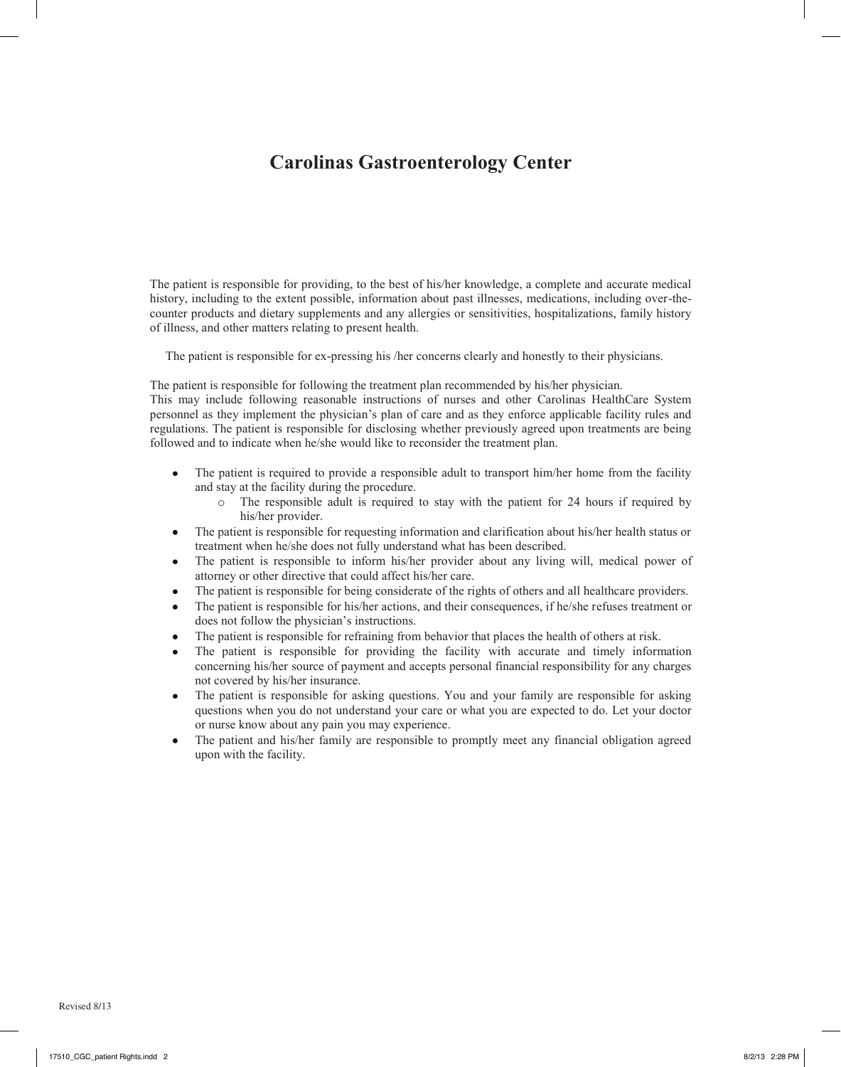# Carolinas Gastroenterology Center

The patient is responsible for providing, to the best of his/her knowledge, a complete and accurate medical history, including to the extent possible, information about past illnesses, medications, including over-the-counter products and dietary supplements and any allergies or sensitivities, hospitalizations, family history of illness, and other matters relating to present health.

The patient is responsible for ex-pressing his /her concerns clearly and honestly to their physicians.

The patient is responsible for following the treatment plan recommended by his/her physician.
This may include following reasonable instructions of nurses and other Carolinas HealthCare System personnel as they implement the physician's plan of care and as they enforce applicable facility rules and regulations. The patient is responsible for disclosing whether previously agreed upon treatments are being followed and to indicate when he/she would like to reconsider the treatment plan.

- The patient is required to provide a responsible adult to transport him/her home from the facility and stay at the facility during the procedure.
    - The responsible adult is required to stay with the patient for 24 hours if required by his/her provider.
- The patient is responsible for requesting information and clarification about his/her health status or treatment when he/she does not fully understand what has been described.
- The patient is responsible to inform his/her provider about any living will, medical power of attorney or other directive that could affect his/her care.
- The patient is responsible for being considerate of the rights of others and all healthcare providers.
- The patient is responsible for his/her actions, and their consequences, if he/she refuses treatment or does not follow the physician's instructions.
- The patient is responsible for refraining from behavior that places the health of others at risk.
- The patient is responsible for providing the facility with accurate and timely information concerning his/her source of payment and accepts personal financial responsibility for any charges not covered by his/her insurance.
- The patient is responsible for asking questions. You and your family are responsible for asking questions when you do not understand your care or what you are expected to do. Let your doctor or nurse know about any pain you may experience.
- The patient and his/her family are responsible to promptly meet any financial obligation agreed upon with the facility.

Revised 8/13